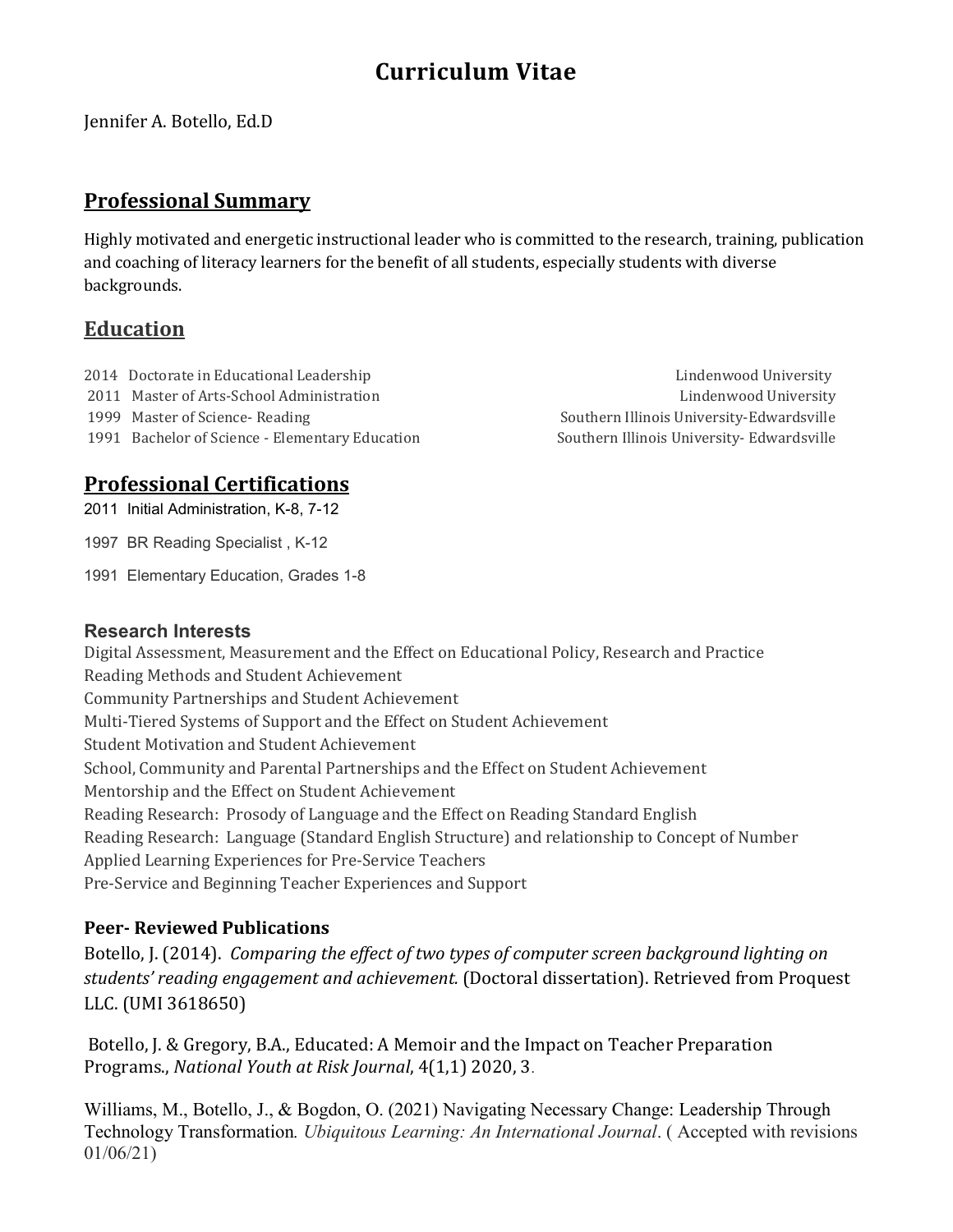# Curriculum Vitae

Jennifer A. Botello, Ed.D

## Professional Summary

Highly motivated and energetic instructional leader who is committed to the research, training, publication and coaching of literacy learners for the benefit of all students, especially students with diverse backgrounds.

## Education

| Year | Degree | Institution |
|---|---|---|
| 2014 | Doctorate in Educational Leadership | Lindenwood University |
| 2011 | Master of Arts-School Administration | Lindenwood University |
| 1999 | Master of Science- Reading | Southern Illinois University-Edwardsville |
| 1991 | Bachelor of Science - Elementary Education | Southern Illinois University- Edwardsville |

## Professional Certifications

2011 Initial Administration, K-8, 7-12

1997 BR Reading Specialist , K-12

1991 Elementary Education, Grades 1-8

### Research Interests

Digital Assessment, Measurement and the Effect on Educational Policy, Research and Practice
Reading Methods and Student Achievement
Community Partnerships and Student Achievement
Multi-Tiered Systems of Support and the Effect on Student Achievement
Student Motivation and Student Achievement
School, Community and Parental Partnerships and the Effect on Student Achievement
Mentorship and the Effect on Student Achievement
Reading Research: Prosody of Language and the Effect on Reading Standard English
Reading Research: Language (Standard English Structure) and relationship to Concept of Number
Applied Learning Experiences for Pre-Service Teachers
Pre-Service and Beginning Teacher Experiences and Support

### Peer- Reviewed Publications

Botello, J. (2014). *Comparing the effect of two types of computer screen background lighting on students' reading engagement and achievement.* (Doctoral dissertation). Retrieved from Proquest LLC. (UMI 3618650)

Botello, J. & Gregory, B.A., Educated: A Memoir and the Impact on Teacher Preparation Programs., *National Youth at Risk Journal*, 4(1,1) 2020, 3.

Williams, M., Botello, J., & Bogdon, O. (2021) Navigating Necessary Change: Leadership Through Technology Transformation. *Ubiquitous Learning: An International Journal*. ( Accepted with revisions 01/06/21)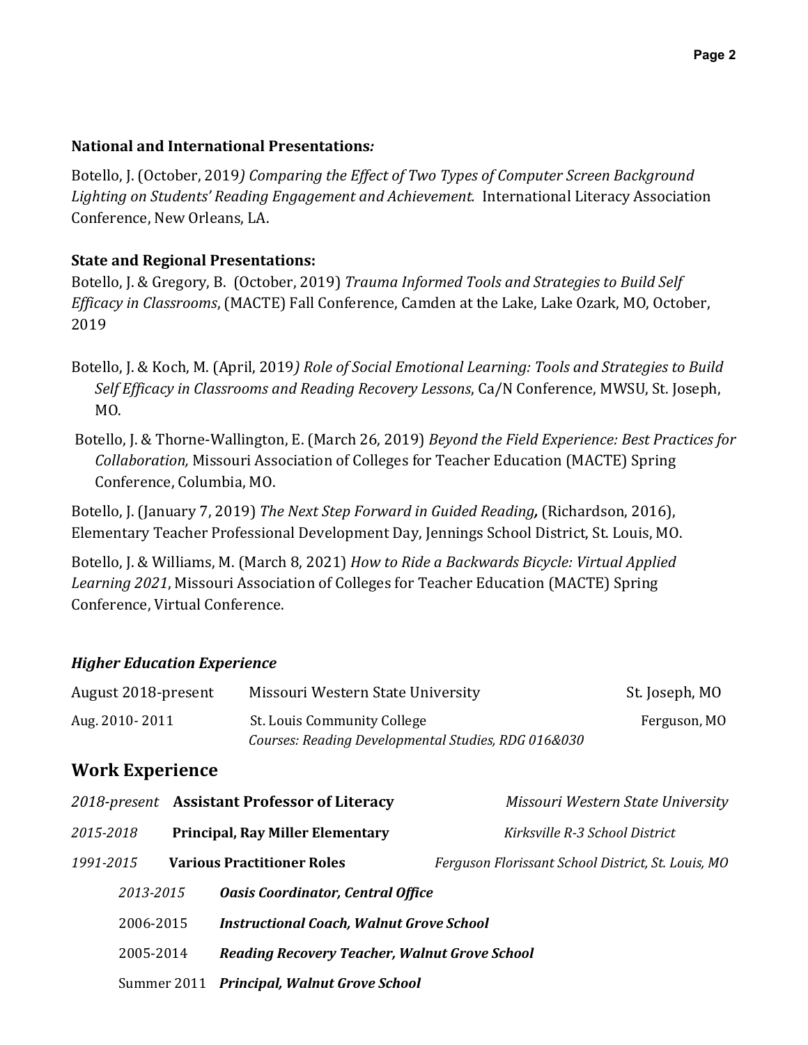**National and International Presentations*:***

Botello, J. (October, 2019*) Comparing the Effect of Two Types of Computer Screen Background Lighting on Students' Reading Engagement and Achievement.* International Literacy Association Conference, New Orleans, LA.

**State and Regional Presentations:**

Botello, J. & Gregory, B. (October, 2019) *Trauma Informed Tools and Strategies to Build Self Efficacy in Classrooms*, (MACTE) Fall Conference, Camden at the Lake, Lake Ozark, MO, October, 2019

Botello, J. & Koch, M. (April, 2019*) Role of Social Emotional Learning: Tools and Strategies to Build Self Efficacy in Classrooms and Reading Recovery Lessons*, Ca/N Conference, MWSU, St. Joseph, MO.

Botello, J. & Thorne-Wallington, E. (March 26, 2019) *Beyond the Field Experience: Best Practices for Collaboration,* Missouri Association of Colleges for Teacher Education (MACTE) Spring Conference, Columbia, MO.

Botello, J. (January 7, 2019) *The Next Step Forward in Guided Reading***,** (Richardson, 2016), Elementary Teacher Professional Development Day, Jennings School District, St. Louis, MO.

Botello, J. & Williams, M. (March 8, 2021) *How to Ride a Backwards Bicycle: Virtual Applied Learning 2021*, Missouri Association of Colleges for Teacher Education (MACTE) Spring Conference, Virtual Conference.

***Higher Education Experience***

| | | |
|---|---|---|
| August 2018-present | Missouri Western State University | St. Joseph, MO |
| Aug. 2010- 2011 | St. Louis Community College<br>*Courses: Reading Developmental Studies, RDG 016&030* | Ferguson, MO |

## Work Experience

| | | |
|---|---|---|
| *2018-present* | **Assistant Professor of Literacy** | *Missouri Western State University* |
| *2015-2018* | **Principal, Ray Miller Elementary** | *Kirksville R-3 School District* |
| *1991-2015* | **Various Practitioner Roles** | *Ferguson Florissant School District, St. Louis, MO* |

- *2013-2015* ***Oasis Coordinator, Central Office***
- 2006-2015 ***Instructional Coach, Walnut Grove School***
- 2005-2014 ***Reading Recovery Teacher, Walnut Grove School***
- Summer 2011 ***Principal, Walnut Grove School***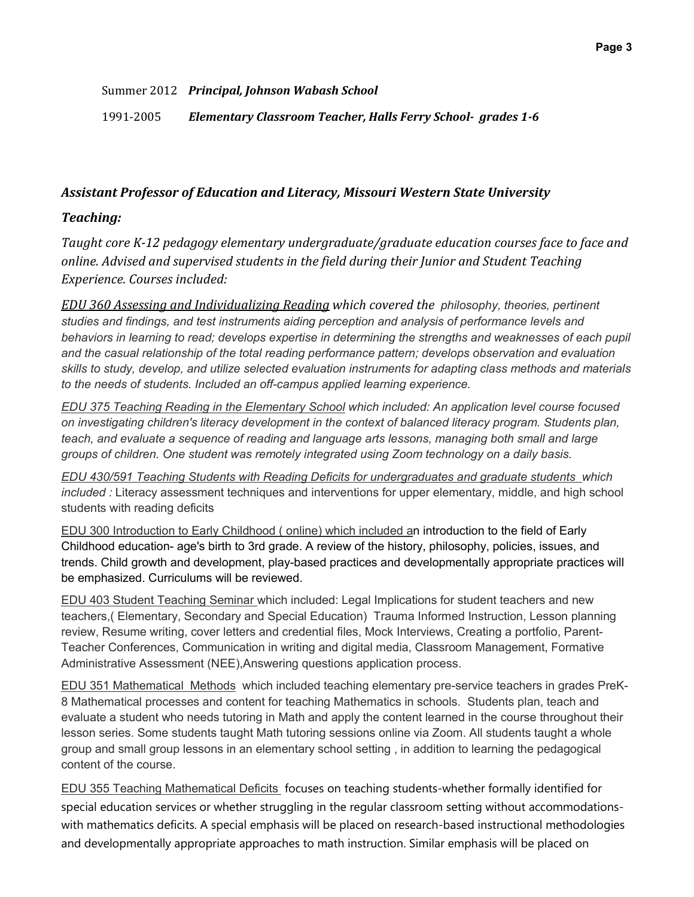Summer 2012 ***Principal, Johnson Wabash School***

1991-2005 ***Elementary Classroom Teacher, Halls Ferry School- grades 1-6***

***Assistant Professor of Education and Literacy, Missouri Western State University***

***Teaching:***

*Taught core K-12 pedagogy elementary undergraduate/graduate education courses face to face and online. Advised and supervised students in the field during their Junior and Student Teaching Experience. Courses included:*

*EDU 360 Assessing and Individualizing Reading which covered the philosophy, theories, pertinent studies and findings, and test instruments aiding perception and analysis of performance levels and behaviors in learning to read; develops expertise in determining the strengths and weaknesses of each pupil and the casual relationship of the total reading performance pattern; develops observation and evaluation skills to study, develop, and utilize selected evaluation instruments for adapting class methods and materials to the needs of students. Included an off-campus applied learning experience.*

*EDU 375 Teaching Reading in the Elementary School which included: An application level course focused on investigating children's literacy development in the context of balanced literacy program. Students plan, teach, and evaluate a sequence of reading and language arts lessons, managing both small and large groups of children. One student was remotely integrated using Zoom technology on a daily basis.*

*EDU 430/591 Teaching Students with Reading Deficits for undergraduates and graduate students which included :* Literacy assessment techniques and interventions for upper elementary, middle, and high school students with reading deficits

EDU 300 Introduction to Early Childhood ( online) which included an introduction to the field of Early Childhood education- age's birth to 3rd grade. A review of the history, philosophy, policies, issues, and trends. Child growth and development, play-based practices and developmentally appropriate practices will be emphasized. Curriculums will be reviewed.

EDU 403 Student Teaching Seminar which included: Legal Implications for student teachers and new teachers,( Elementary, Secondary and Special Education) Trauma Informed Instruction, Lesson planning review, Resume writing, cover letters and credential files, Mock Interviews, Creating a portfolio, Parent-Teacher Conferences, Communication in writing and digital media, Classroom Management, Formative Administrative Assessment (NEE),Answering questions application process.

EDU 351 Mathematical Methods which included teaching elementary pre-service teachers in grades PreK-8 Mathematical processes and content for teaching Mathematics in schools. Students plan, teach and evaluate a student who needs tutoring in Math and apply the content learned in the course throughout their lesson series. Some students taught Math tutoring sessions online via Zoom. All students taught a whole group and small group lessons in an elementary school setting , in addition to learning the pedagogical content of the course.

EDU 355 Teaching Mathematical Deficits focuses on teaching students-whether formally identified for special education services or whether struggling in the regular classroom setting without accommodations-with mathematics deficits. A special emphasis will be placed on research-based instructional methodologies and developmentally appropriate approaches to math instruction. Similar emphasis will be placed on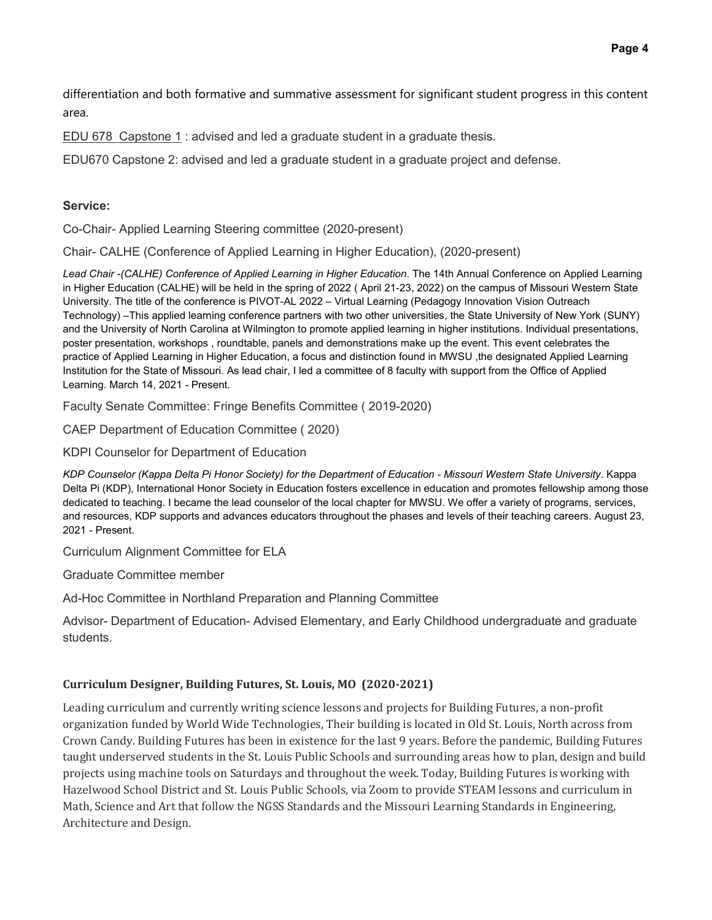differentiation and both formative and summative assessment for significant student progress in this content area.

EDU 678 Capstone 1 : advised and led a graduate student in a graduate thesis.

EDU670 Capstone 2: advised and led a graduate student in a graduate project and defense.

**Service:**

Co-Chair- Applied Learning Steering committee (2020-present)

Chair- CALHE (Conference of Applied Learning in Higher Education), (2020-present)

*Lead Chair -(CALHE) Conference of Applied Learning in Higher Education*. The 14th Annual Conference on Applied Learning in Higher Education (CALHE) will be held in the spring of 2022 ( April 21-23, 2022) on the campus of Missouri Western State University. The title of the conference is PIVOT-AL 2022 – Virtual Learning (Pedagogy Innovation Vision Outreach Technology) –This applied learning conference partners with two other universities, the State University of New York (SUNY) and the University of North Carolina at Wilmington to promote applied learning in higher institutions. Individual presentations, poster presentation, workshops , roundtable, panels and demonstrations make up the event. This event celebrates the practice of Applied Learning in Higher Education, a focus and distinction found in MWSU ,the designated Applied Learning Institution for the State of Missouri. As lead chair, I led a committee of 8 faculty with support from the Office of Applied Learning. March 14, 2021 - Present.

Faculty Senate Committee: Fringe Benefits Committee ( 2019-2020)

CAEP Department of Education Committee ( 2020)

KDPI Counselor for Department of Education

*KDP Counselor (Kappa Delta Pi Honor Society) for the Department of Education - Missouri Western State University*. Kappa Delta Pi (KDP), International Honor Society in Education fosters excellence in education and promotes fellowship among those dedicated to teaching. I became the lead counselor of the local chapter for MWSU. We offer a variety of programs, services, and resources, KDP supports and advances educators throughout the phases and levels of their teaching careers. August 23, 2021 - Present.

Curriculum Alignment Committee for ELA

Graduate Committee member

Ad-Hoc Committee in Northland Preparation and Planning Committee

Advisor- Department of Education- Advised Elementary, and Early Childhood undergraduate and graduate students.

**Curriculum Designer, Building Futures, St. Louis, MO (2020-2021)**

Leading curriculum and currently writing science lessons and projects for Building Futures, a non-profit organization funded by World Wide Technologies, Their building is located in Old St. Louis, North across from Crown Candy. Building Futures has been in existence for the last 9 years. Before the pandemic, Building Futures taught underserved students in the St. Louis Public Schools and surrounding areas how to plan, design and build projects using machine tools on Saturdays and throughout the week. Today, Building Futures is working with Hazelwood School District and St. Louis Public Schools, via Zoom to provide STEAM lessons and curriculum in Math, Science and Art that follow the NGSS Standards and the Missouri Learning Standards in Engineering, Architecture and Design.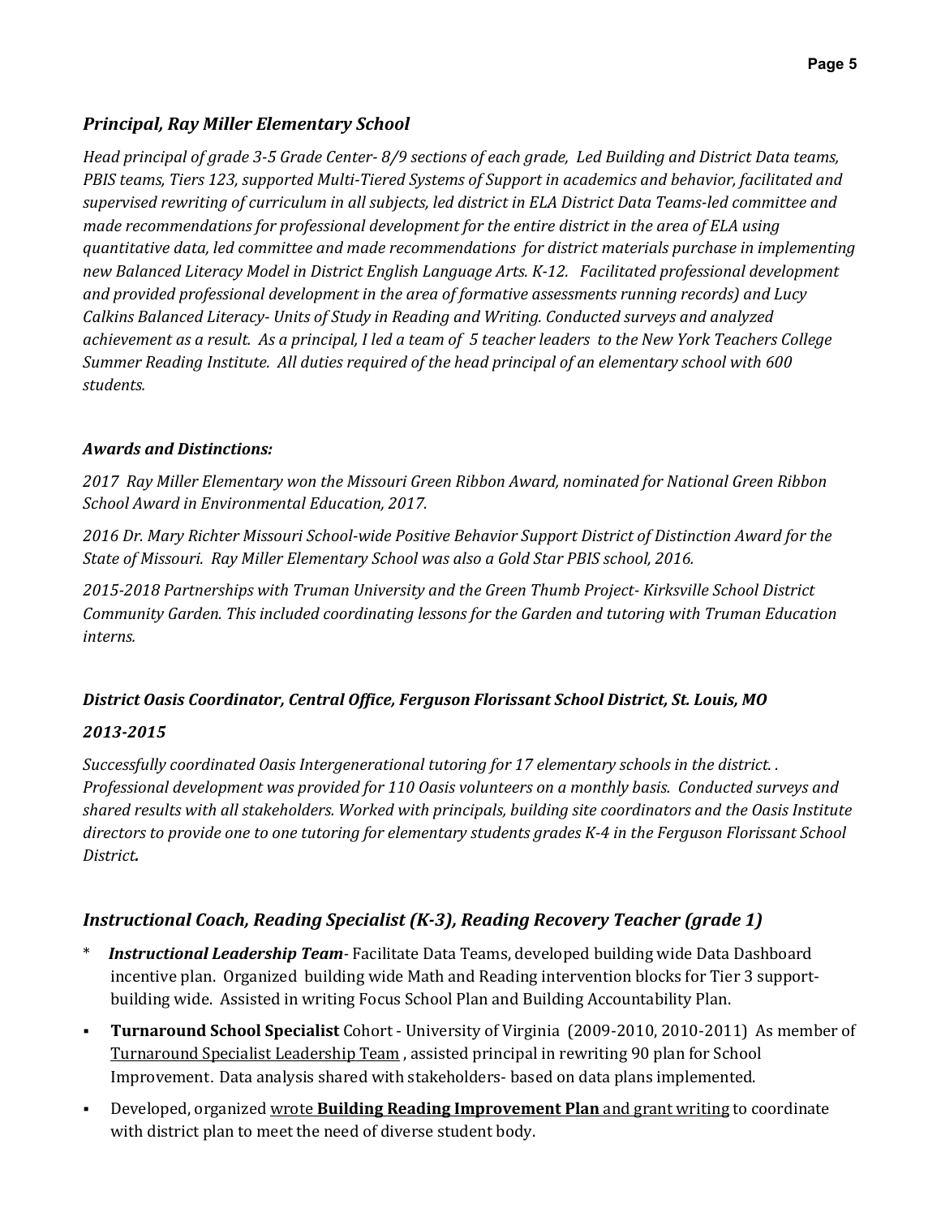### *Principal, Ray Miller Elementary School*

*Head principal of grade 3-5 Grade Center- 8/9 sections of each grade, Led Building and District Data teams, PBIS teams, Tiers 123, supported Multi-Tiered Systems of Support in academics and behavior, facilitated and supervised rewriting of curriculum in all subjects, led district in ELA District Data Teams-led committee and made recommendations for professional development for the entire district in the area of ELA using quantitative data, led committee and made recommendations for district materials purchase in implementing new Balanced Literacy Model in District English Language Arts. K-12. Facilitated professional development and provided professional development in the area of formative assessments running records) and Lucy Calkins Balanced Literacy- Units of Study in Reading and Writing. Conducted surveys and analyzed achievement as a result. As a principal, I led a team of 5 teacher leaders to the New York Teachers College Summer Reading Institute. All duties required of the head principal of an elementary school with 600 students.*

#### *Awards and Distinctions:*

*2017 Ray Miller Elementary won the Missouri Green Ribbon Award, nominated for National Green Ribbon School Award in Environmental Education, 2017.*

*2016 Dr. Mary Richter Missouri School-wide Positive Behavior Support District of Distinction Award for the State of Missouri. Ray Miller Elementary School was also a Gold Star PBIS school, 2016.*

*2015-2018 Partnerships with Truman University and the Green Thumb Project- Kirksville School District Community Garden. This included coordinating lessons for the Garden and tutoring with Truman Education interns.*

#### *District Oasis Coordinator, Central Office, Ferguson Florissant School District, St. Louis, MO*

#### *2013-2015*

*Successfully coordinated Oasis Intergenerational tutoring for 17 elementary schools in the district. . Professional development was provided for 110 Oasis volunteers on a monthly basis. Conducted surveys and shared results with all stakeholders. Worked with principals, building site coordinators and the Oasis Institute directors to provide one to one tutoring for elementary students grades K-4 in the Ferguson Florissant School District.*

### *Instructional Coach, Reading Specialist (K-3), Reading Recovery Teacher (grade 1)*

- ***Instructional Leadership Team***- Facilitate Data Teams, developed building wide Data Dashboard incentive plan. Organized building wide Math and Reading intervention blocks for Tier 3 support- building wide. Assisted in writing Focus School Plan and Building Accountability Plan.
- **Turnaround School Specialist** Cohort - University of Virginia (2009-2010, 2010-2011) As member of Turnaround Specialist Leadership Team , assisted principal in rewriting 90 plan for School Improvement. Data analysis shared with stakeholders- based on data plans implemented.
- Developed, organized wrote **Building Reading Improvement Plan** and grant writing to coordinate with district plan to meet the need of diverse student body.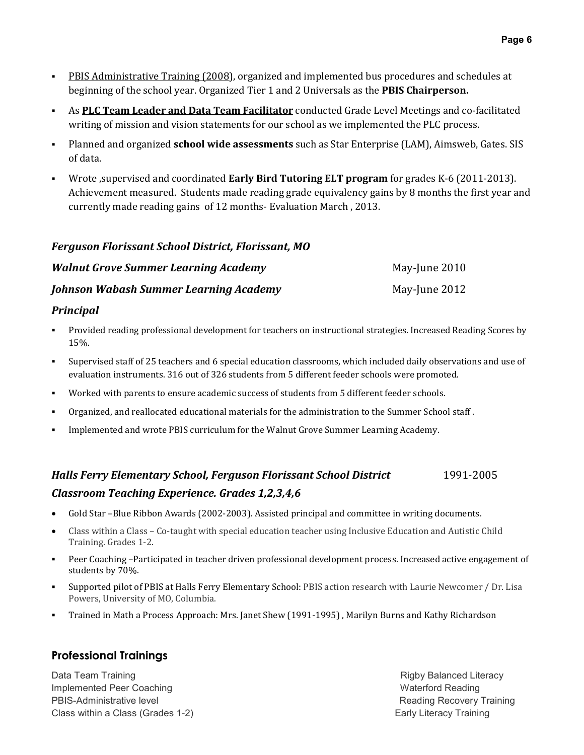- PBIS Administrative Training (2008), organized and implemented bus procedures and schedules at beginning of the school year. Organized Tier 1 and 2 Universals as the **PBIS Chairperson.**
- As **PLC Team Leader and Data Team Facilitator** conducted Grade Level Meetings and co-facilitated writing of mission and vision statements for our school as we implemented the PLC process.
- Planned and organized **school wide assessments** such as Star Enterprise (LAM), Aimsweb, Gates. SIS of data.
- Wrote ,supervised and coordinated **Early Bird Tutoring ELT program** for grades K-6 (2011-2013). Achievement measured. Students made reading grade equivalency gains by 8 months the first year and currently made reading gains of 12 months- Evaluation March , 2013.

***Ferguson Florissant School District, Florissant, MO***

***Walnut Grove Summer Learning Academy*** May-June 2010

***Johnson Wabash Summer Learning Academy*** May-June 2012

***Principal***

- Provided reading professional development for teachers on instructional strategies. Increased Reading Scores by 15%.
- Supervised staff of 25 teachers and 6 special education classrooms, which included daily observations and use of evaluation instruments. 316 out of 326 students from 5 different feeder schools were promoted.
- Worked with parents to ensure academic success of students from 5 different feeder schools.
- Organized, and reallocated educational materials for the administration to the Summer School staff .
- Implemented and wrote PBIS curriculum for the Walnut Grove Summer Learning Academy.

***Halls Ferry Elementary School, Ferguson Florissant School District*** 1991-2005

***Classroom Teaching Experience. Grades 1,2,3,4,6***

- Gold Star –Blue Ribbon Awards (2002-2003). Assisted principal and committee in writing documents.
- Class within a Class – Co-taught with special education teacher using Inclusive Education and Autistic Child Training. Grades 1-2.
- Peer Coaching –Participated in teacher driven professional development process. Increased active engagement of students by 70%.
- Supported pilot of PBIS at Halls Ferry Elementary School: PBIS action research with Laurie Newcomer / Dr. Lisa Powers, University of MO, Columbia.
- Trained in Math a Process Approach: Mrs. Janet Shew (1991-1995) , Marilyn Burns and Kathy Richardson

## Professional Trainings

Data Team Training
Implemented Peer Coaching
PBIS-Administrative level
Class within a Class (Grades 1-2)
Rigby Balanced Literacy
Waterford Reading
Reading Recovery Training
Early Literacy Training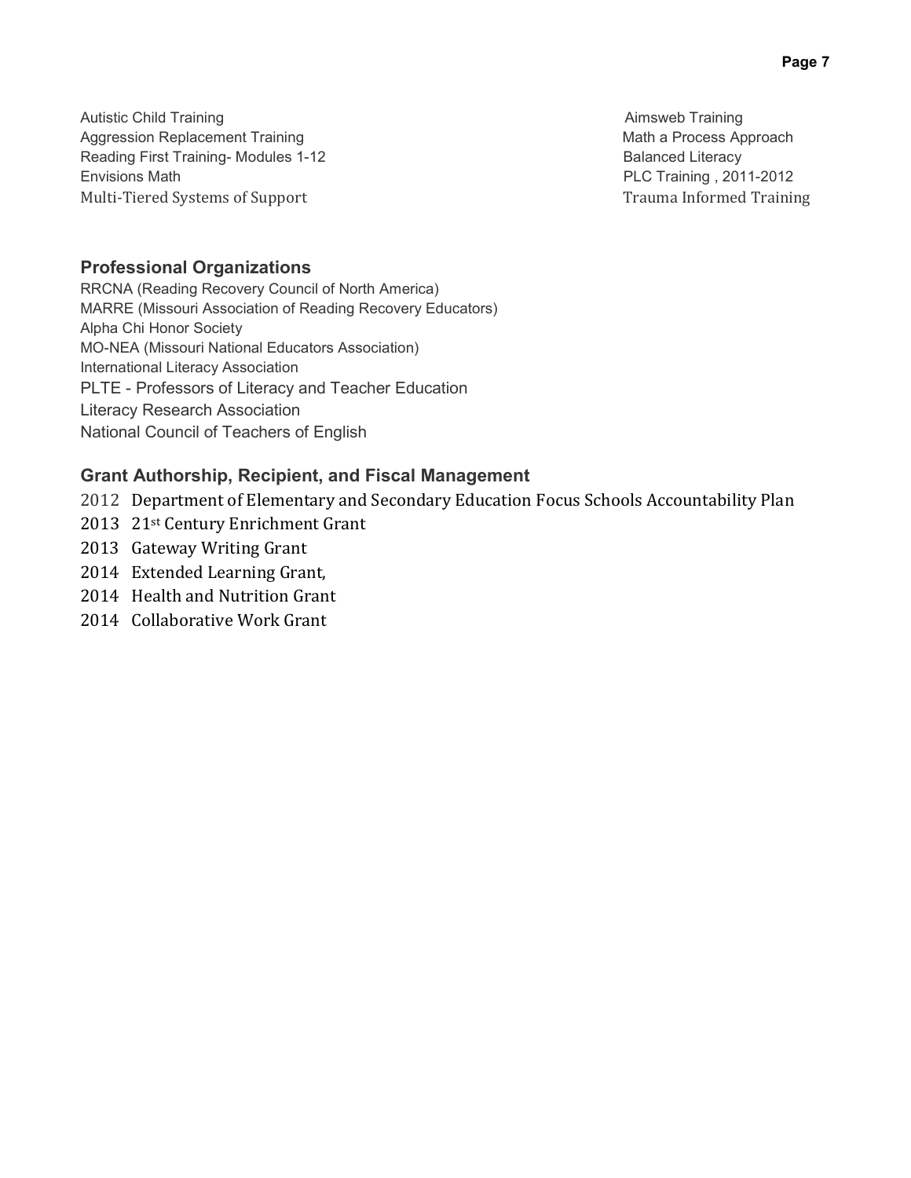Autistic Child Training

Aggression Replacement Training

Reading First Training- Modules 1-12

Envisions Math

Multi-Tiered Systems of Support

Aimsweb Training

Math a Process Approach

Balanced Literacy

PLC Training , 2011-2012

Trauma Informed Training

## Professional Organizations

RRCNA (Reading Recovery Council of North America)

MARRE (Missouri Association of Reading Recovery Educators)

Alpha Chi Honor Society

MO-NEA (Missouri National Educators Association)

International Literacy Association

PLTE - Professors of Literacy and Teacher Education

Literacy Research Association

National Council of Teachers of English

## Grant Authorship, Recipient, and Fiscal Management

2012 Department of Elementary and Secondary Education Focus Schools Accountability Plan

2013 21st Century Enrichment Grant

2013 Gateway Writing Grant

2014 Extended Learning Grant,

2014 Health and Nutrition Grant

2014 Collaborative Work Grant